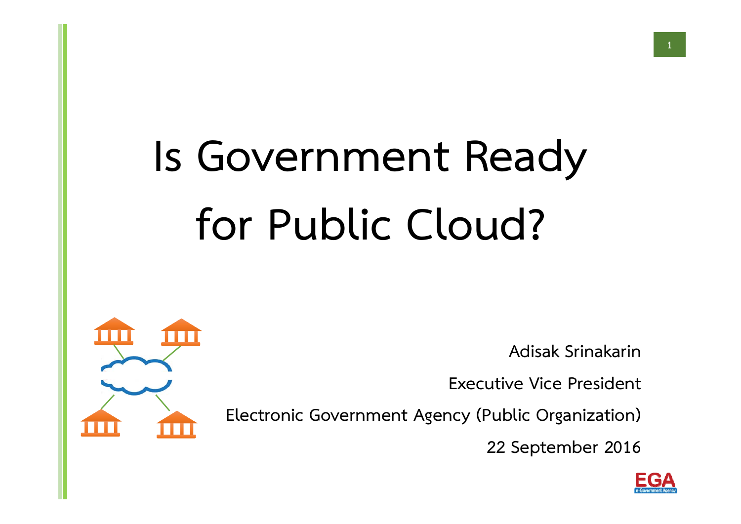# Is Government Ready for Public Cloud?

Adisak Srinakarin

Executive Vice President

Electronic Government Agency (Public Organization)

22 September 2016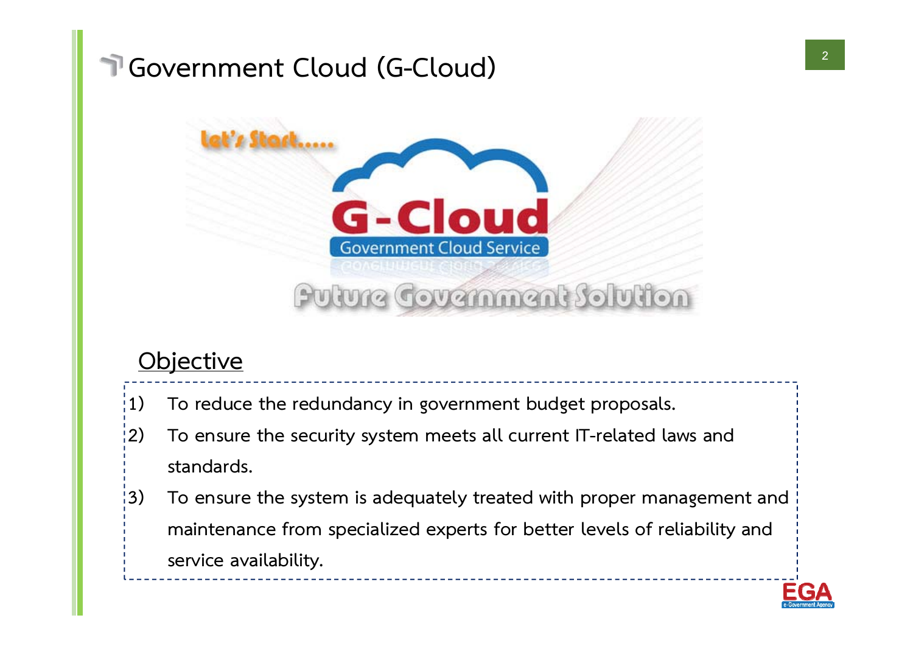# Government Cloud (G-Cloud)

Let's Start.....

G-Cloud

Government Cloud Service

Future Government Solution

## Objective

1) To reduce the redundancy in government budget proposals.
2) To ensure the security system meets all current IT-related laws and standards.
3) To ensure the system is adequately treated with proper management and maintenance from specialized experts for better levels of reliability and service availability.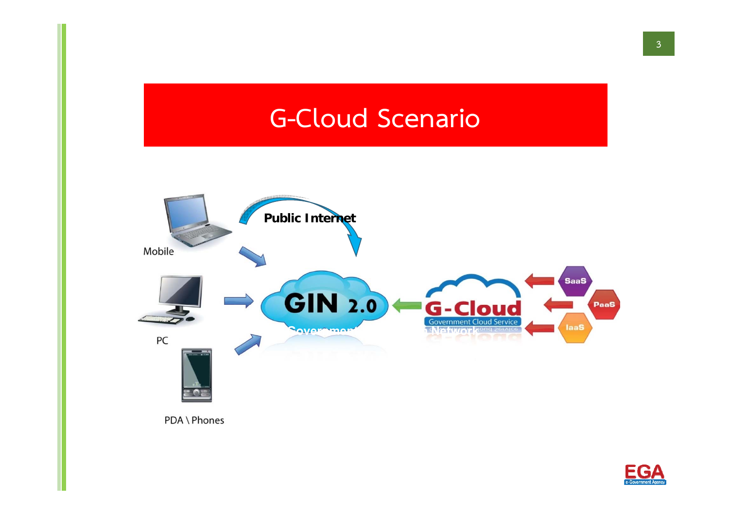# G-Cloud Scenario

Mobile

PC

PDA \ Phones

Public Internet

GIN 2.0

Government Information Network

G-Cloud

Government Cloud Service

SaaS

PaaS

IaaS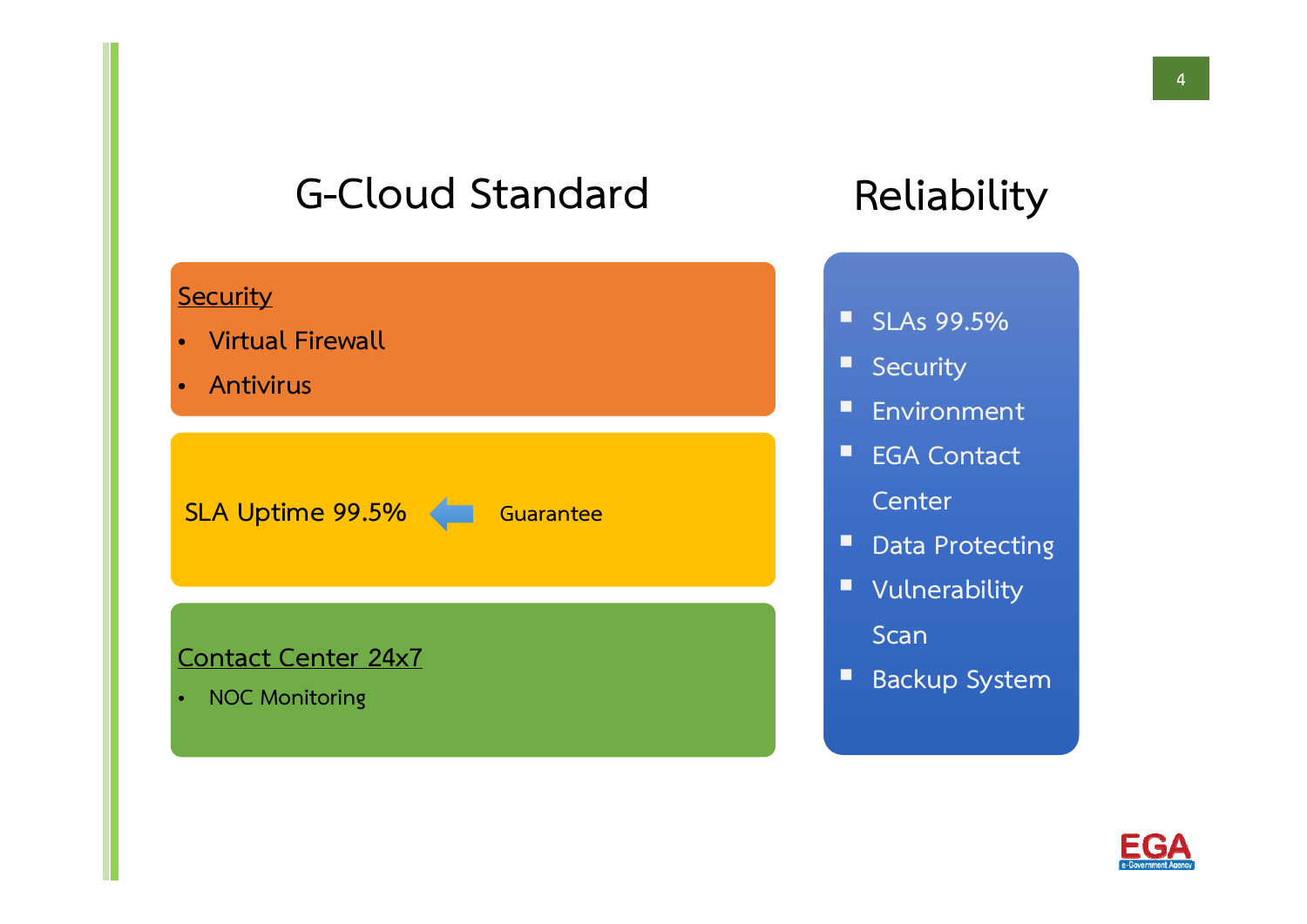## G-Cloud Standard

**Security**

- Virtual Firewall
- Antivirus

SLA Uptime 99.5% ← Guarantee

**Contact Center 24x7**

- NOC Monitoring

## Reliability

- SLAs 99.5%
- Security
- Environment
- EGA Contact Center
- Data Protecting
- Vulnerability Scan
- Backup System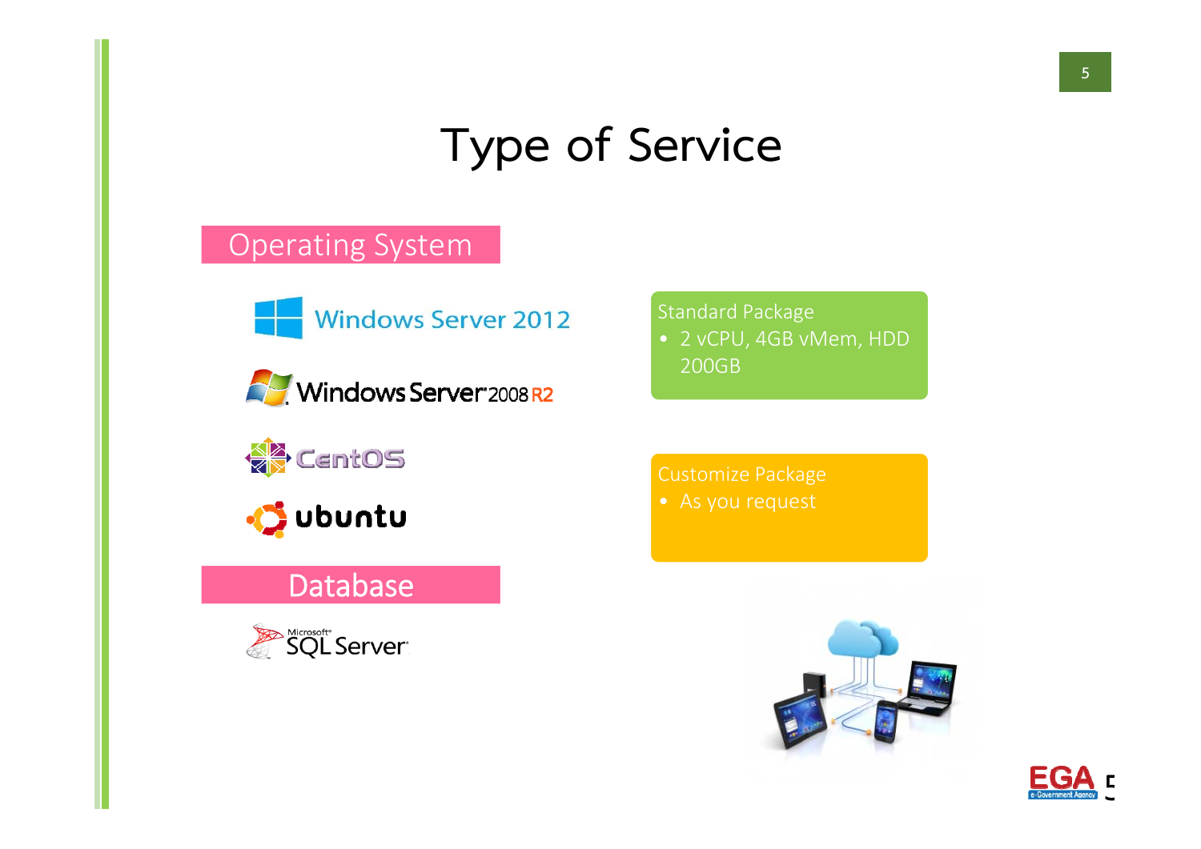# Type of Service

## Operating System

- Windows Server 2012
- Windows Server 2008 R2
- CentOS
- ubuntu

## Database

- Microsoft SQL Server

**Standard Package**

- 2 vCPU, 4GB vMem, HDD 200GB

**Customize Package**

- As you request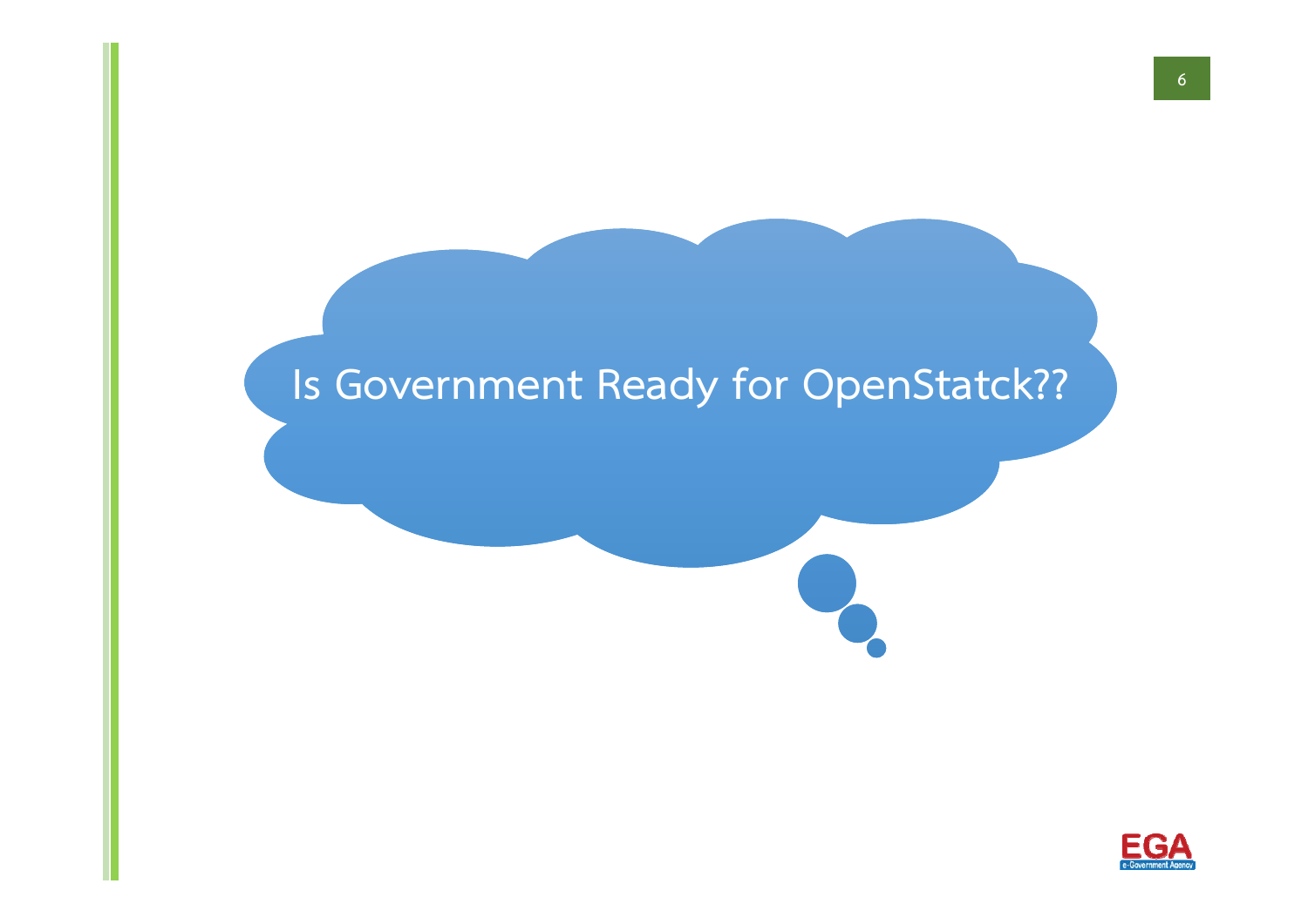Is Government Ready for OpenStatck??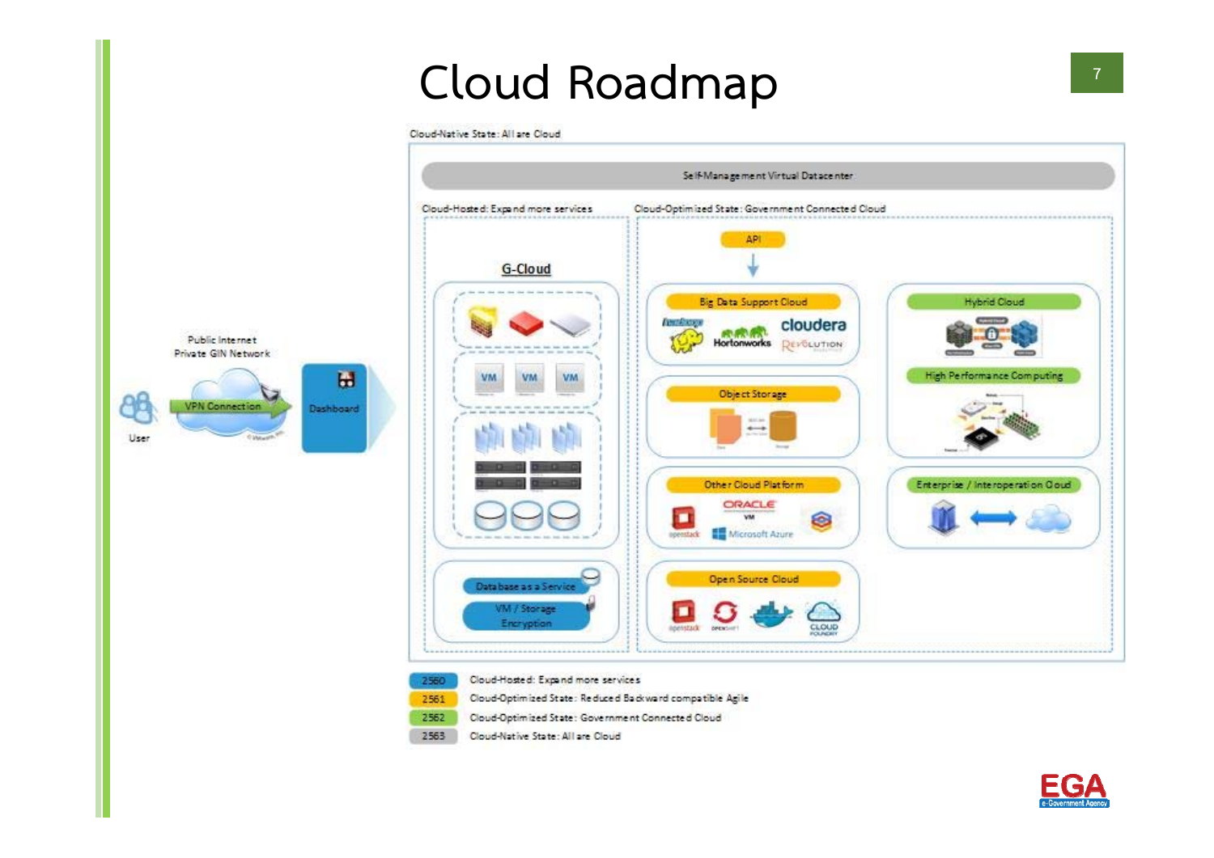# Cloud Roadmap

Cloud-Native State: All are Cloud

Self-Management Virtual Datacenter

Cloud-Hosted: Expand more services

Cloud-Optimized State: Government Connected Cloud

API

G-Cloud

Big Data Support Cloud

Hybrid Cloud

High Performance Computing

Object Storage

Other Cloud Platform

Enterprise / Interoperation Cloud

Open Source Cloud

Database as a Service

VM / Storage Encryption

Public Internet
Private GIN Network

VPN Connection

User

Dashboard

| | |
|---|---|
| 2560 | Cloud-Hosted: Expand more services |
| 2561 | Cloud-Optimized State: Reduced Backward compatible Agile |
| 2562 | Cloud-Optimized State: Government Connected Cloud |
| 2563 | Cloud-Native State: All are Cloud |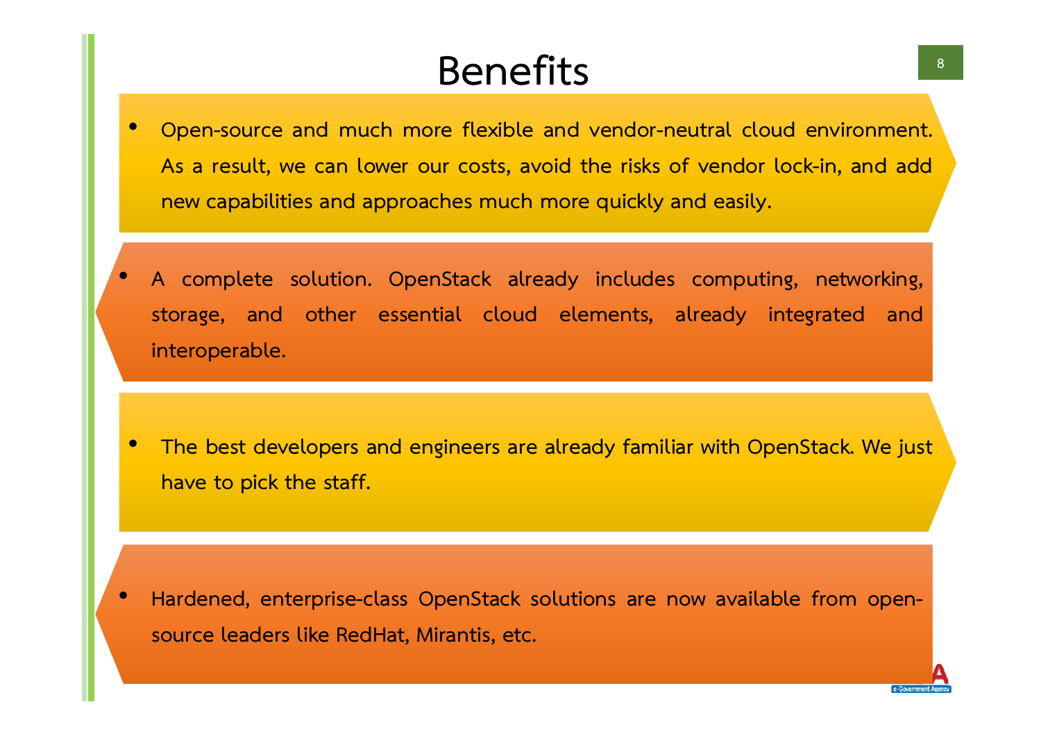# Benefits

- Open-source and much more flexible and vendor-neutral cloud environment. As a result, we can lower our costs, avoid the risks of vendor lock-in, and add new capabilities and approaches much more quickly and easily.
- A complete solution. OpenStack already includes computing, networking, storage, and other essential cloud elements, already integrated and interoperable.
- The best developers and engineers are already familiar with OpenStack. We just have to pick the staff.
- Hardened, enterprise-class OpenStack solutions are now available from open-source leaders like RedHat, Mirantis, etc.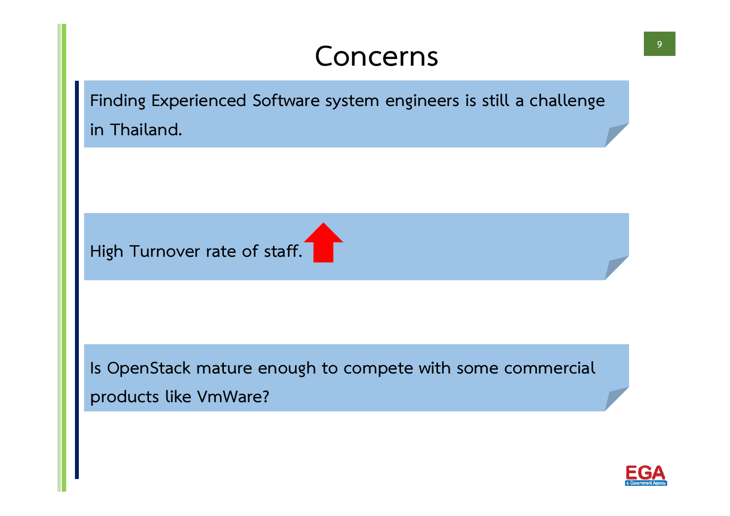# Concerns

Finding Experienced Software system engineers is still a challenge in Thailand.

High Turnover rate of staff.

Is OpenStack mature enough to compete with some commercial products like VmWare?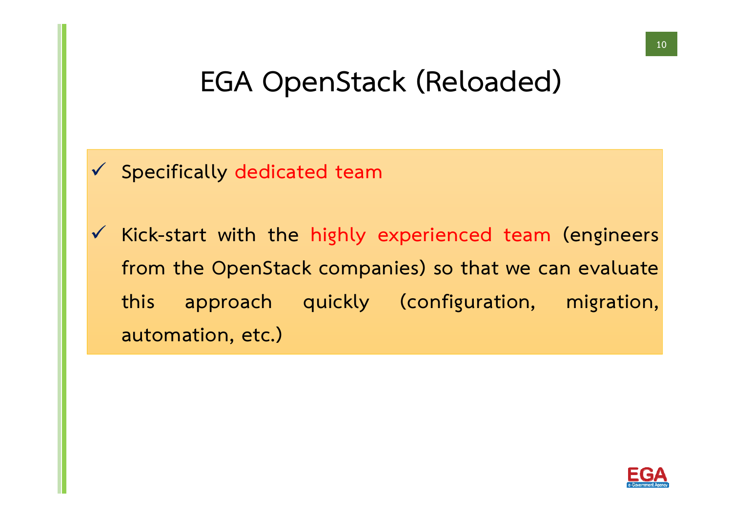# EGA OpenStack (Reloaded)

- ✓ Specifically dedicated team
- ✓ Kick-start with the highly experienced team (engineers from the OpenStack companies) so that we can evaluate this approach quickly (configuration, migration, automation, etc.)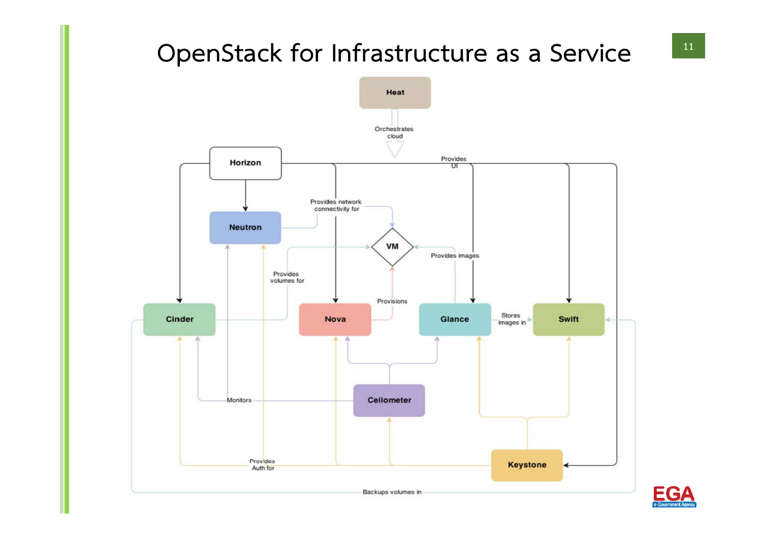# OpenStack for Infrastructure as a Service

Heat

Orchestrates cloud

Horizon

Provides UI

Neutron

Provides network connectivity for

VM

Provides images

Provides volumes for

Provisions

Cinder

Nova

Glance

Stores images in

Swift

Monitors

Ceilometer

Provides Auth for

Keystone

Backups volumes in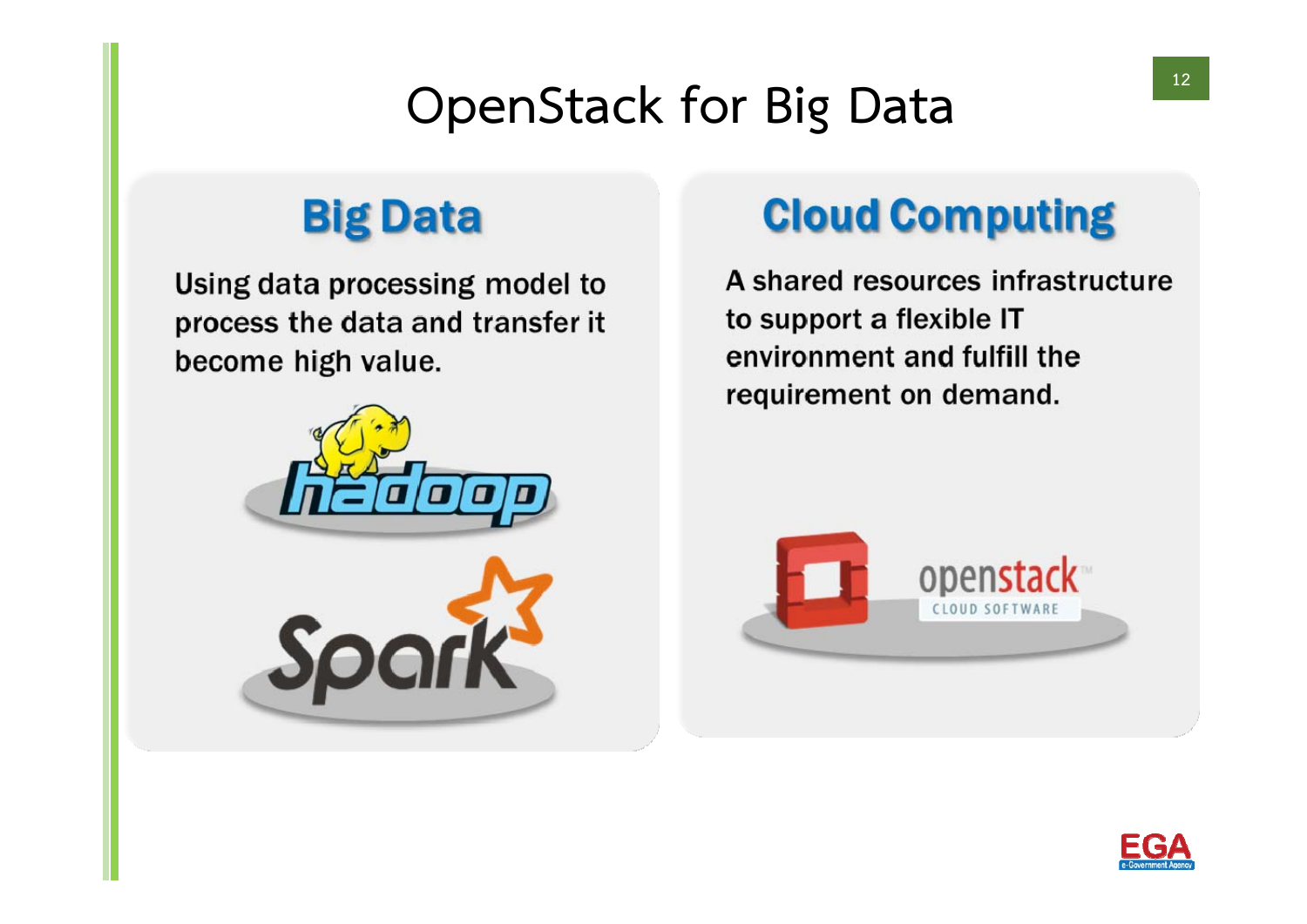# OpenStack for Big Data

## Big Data

Using data processing model to process the data and transfer it become high value.

## Cloud Computing

A shared resources infrastructure to support a flexible IT environment and fulfill the requirement on demand.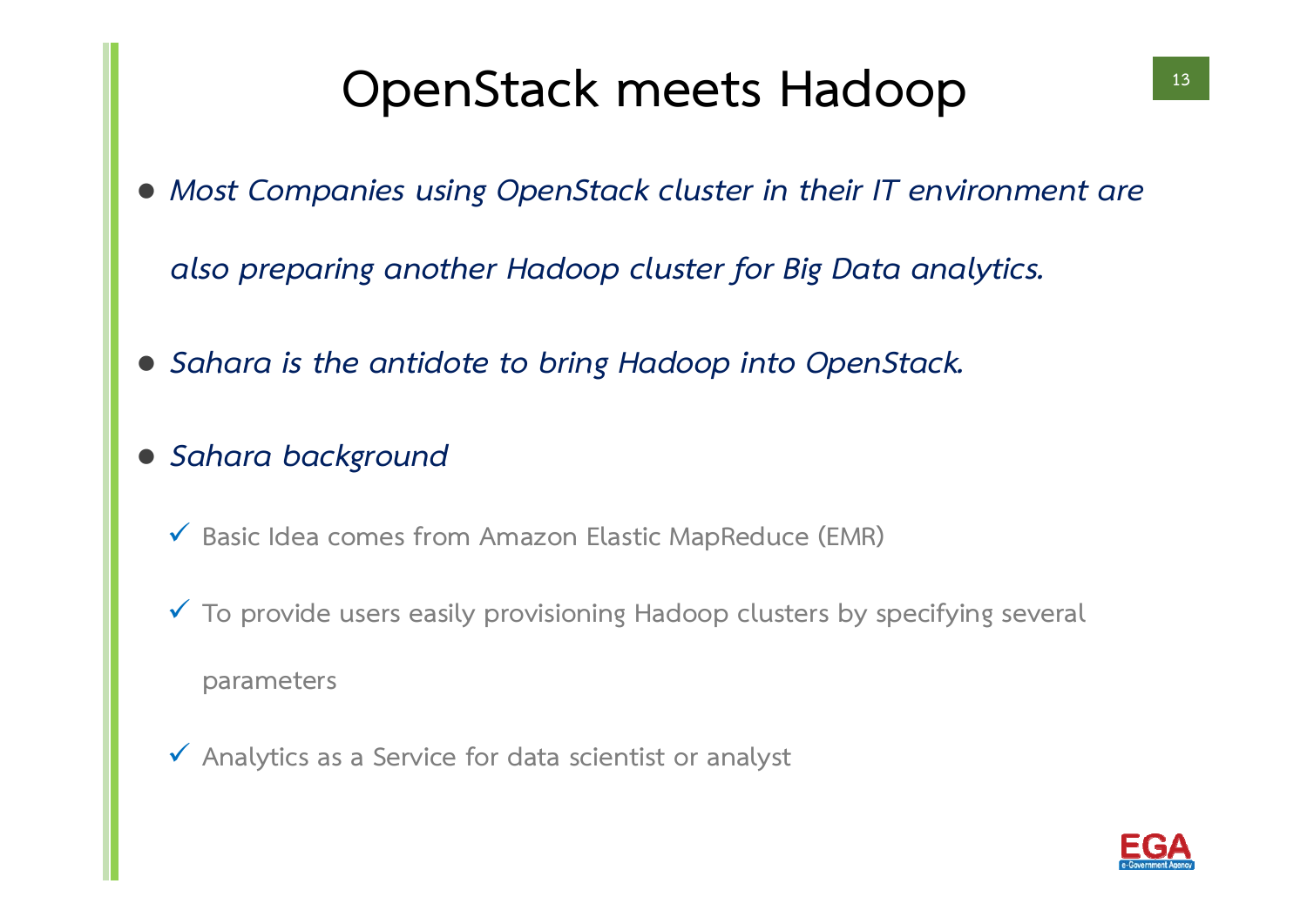# OpenStack meets Hadoop

- *Most Companies using OpenStack cluster in their IT environment are also preparing another Hadoop cluster for Big Data analytics.*
- *Sahara is the antidote to bring Hadoop into OpenStack.*
- *Sahara background*
  - ✓ Basic Idea comes from Amazon Elastic MapReduce (EMR)
  - ✓ To provide users easily provisioning Hadoop clusters by specifying several parameters
  - ✓ Analytics as a Service for data scientist or analyst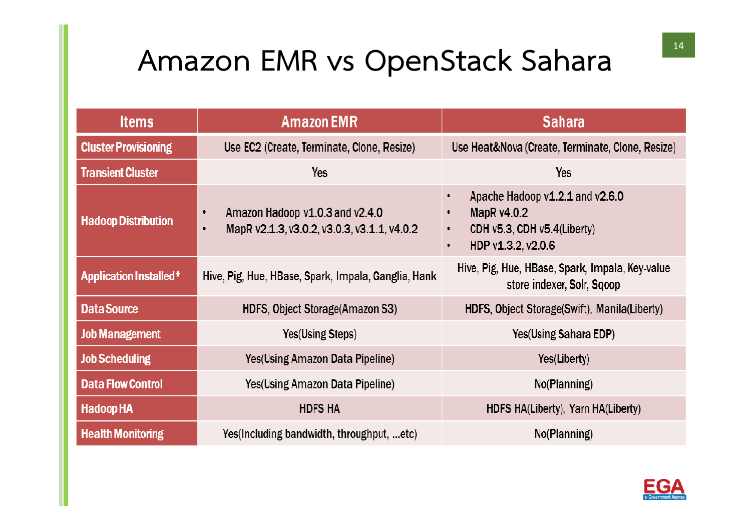# Amazon EMR vs OpenStack Sahara

| Items | Amazon EMR | Sahara |
|---|---|---|
| Cluster Provisioning | Use EC2 (Create, Terminate, Clone, Resize) | Use Heat&Nova (Create, Terminate, Clone, Resize) |
| Transient Cluster | Yes | Yes |
| Hadoop Distribution | • Amazon Hadoop v1.0.3 and v2.4.0<br>• MapR v2.1.3, v3.0.2, v3.0.3, v3.1.1, v4.0.2 | • Apache Hadoop v1.2.1 and v2.6.0<br>• MapR v4.0.2<br>• CDH v5.3, CDH v5.4(Liberty)<br>• HDP v1.3.2, v2.0.6 |
| Application Installed* | Hive, Pig, Hue, HBase, Spark, Impala, Ganglia, Hank | Hive, Pig, Hue, HBase, Spark, Impala, Key-value store indexer, Solr, Sqoop |
| Data Source | HDFS, Object Storage(Amazon S3) | HDFS, Object Storage(Swift), Manila(Liberty) |
| Job Management | Yes(Using Steps) | Yes(Using Sahara EDP) |
| Job Scheduling | Yes(Using Amazon Data Pipeline) | Yes(Liberty) |
| Data Flow Control | Yes(Using Amazon Data Pipeline) | No(Planning) |
| Hadoop HA | HDFS HA | HDFS HA(Liberty), Yarn HA(Liberty) |
| Health Monitoring | Yes(Including bandwidth, throughput, ...etc) | No(Planning) |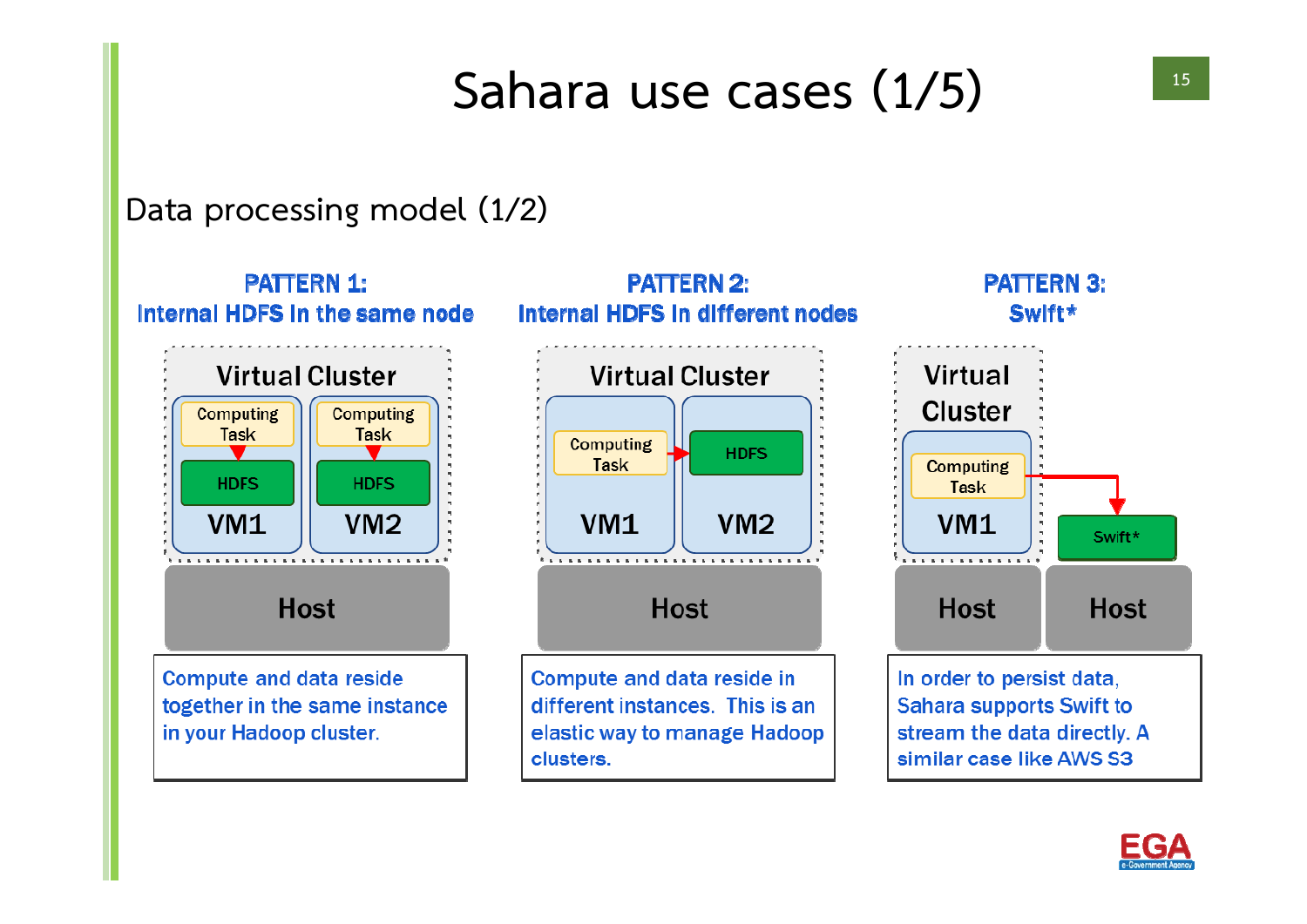# Sahara use cases (1/5)

## Data processing model (1/2)

### PATTERN 1: Internal HDFS in the same node

Virtual Cluster

Computing Task → HDFS — VM1

Computing Task → HDFS — VM2

Host

Compute and data reside together in the same instance in your Hadoop cluster.

### PATTERN 2: Internal HDFS in different nodes

Virtual Cluster

Computing Task (VM1) → HDFS (VM2)

Host

Compute and data reside in different instances. This is an elastic way to manage Hadoop clusters.

### PATTERN 3: Swift*

Virtual Cluster

Computing Task — VM1 → Swift*

Host | Host

In order to persist data, Sahara supports Swift to stream the data directly. A similar case like AWS S3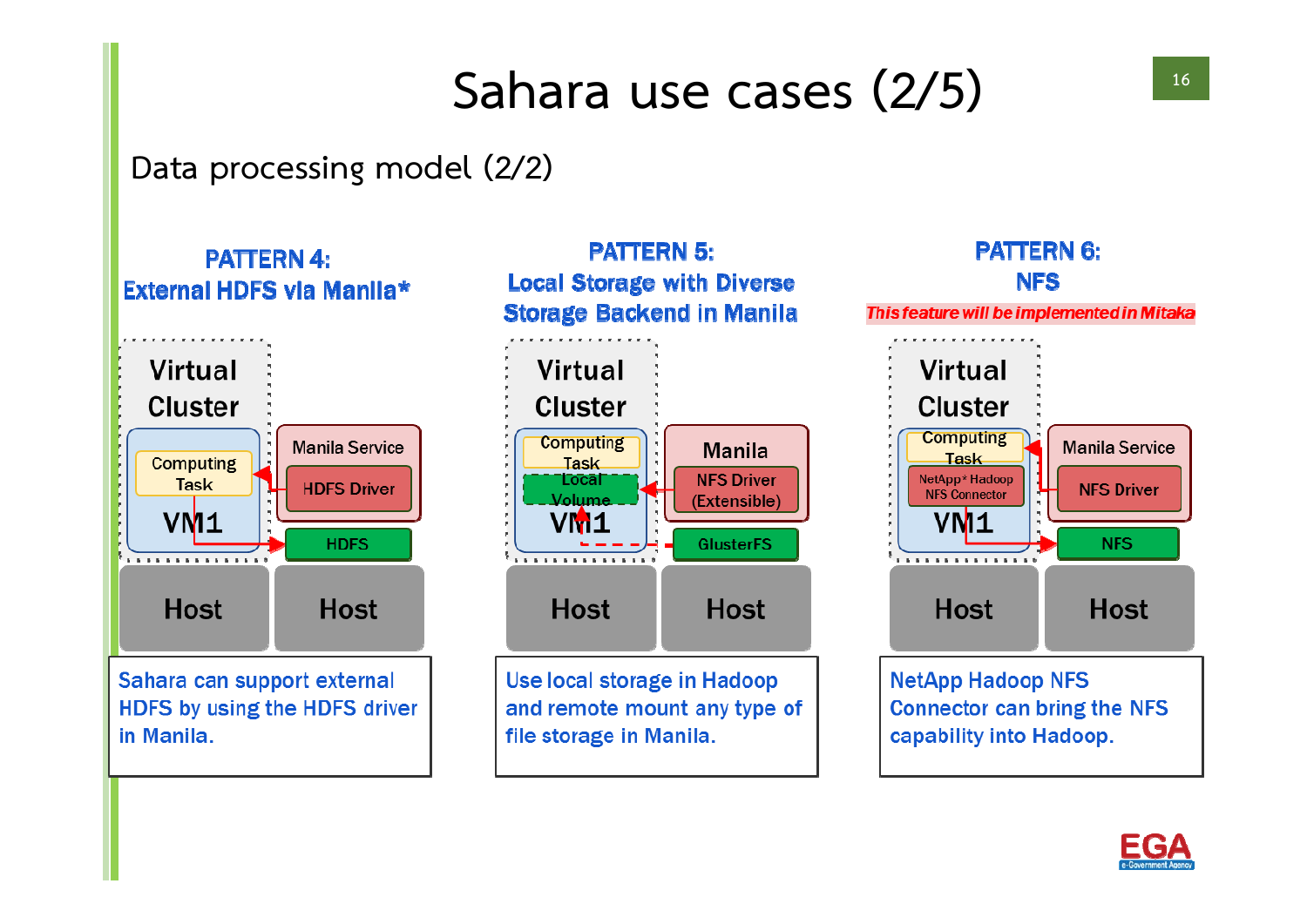# Sahara use cases (2/5)

## Data processing model (2/2)

### PATTERN 4: External HDFS via Manila*

Virtual Cluster

Computing Task

VM1

Manila Service

HDFS Driver

HDFS

Host | Host

Sahara can support external HDFS by using the HDFS driver in Manila.

### PATTERN 5: Local Storage with Diverse Storage Backend in Manila

Virtual Cluster

Computing Task

Local Volume

VM1

Manila

NFS Driver (Extensible)

GlusterFS

Host | Host

Use local storage in Hadoop and remote mount any type of file storage in Manila.

### PATTERN 6: NFS

*This feature will be implemented in Mitaka*

Virtual Cluster

Computing Task

NetApp* Hadoop NFS Connector

VM1

Manila Service

NFS Driver

NFS

Host | Host

NetApp Hadoop NFS Connector can bring the NFS capability into Hadoop.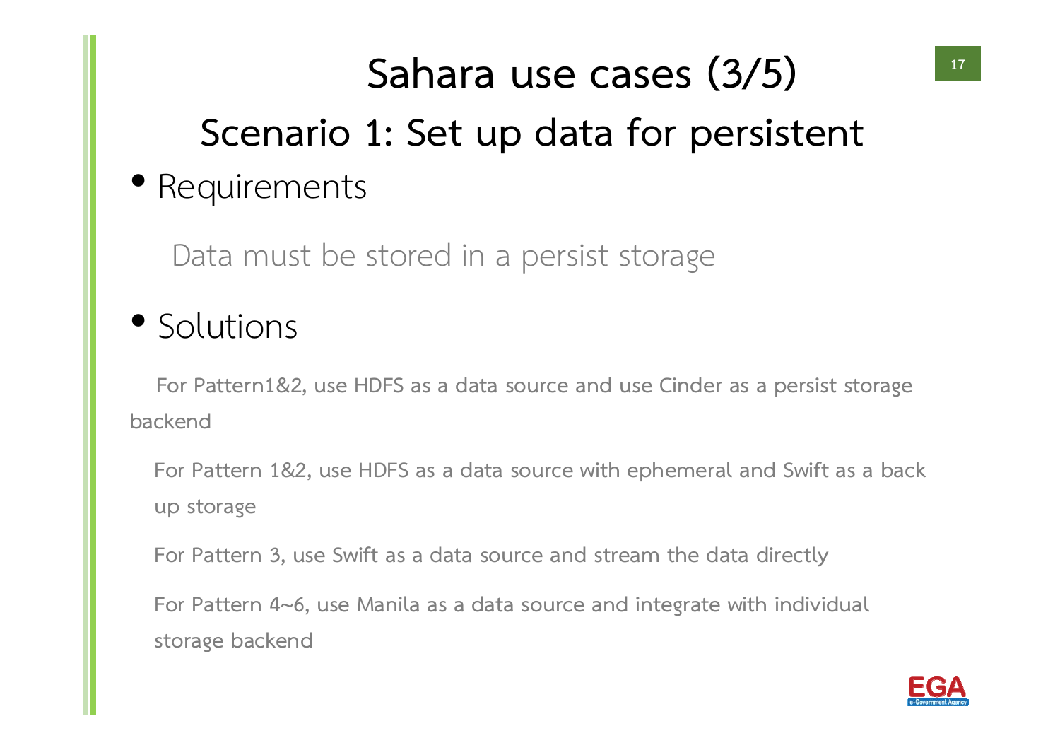# Sahara use cases (3/5)

## Scenario 1: Set up data for persistent

- Requirements

  Data must be stored in a persist storage

- Solutions

  For Pattern1&2, use HDFS as a data source and use Cinder as a persist storage backend

  For Pattern 1&2, use HDFS as a data source with ephemeral and Swift as a back up storage

  For Pattern 3, use Swift as a data source and stream the data directly

  For Pattern 4~6, use Manila as a data source and integrate with individual storage backend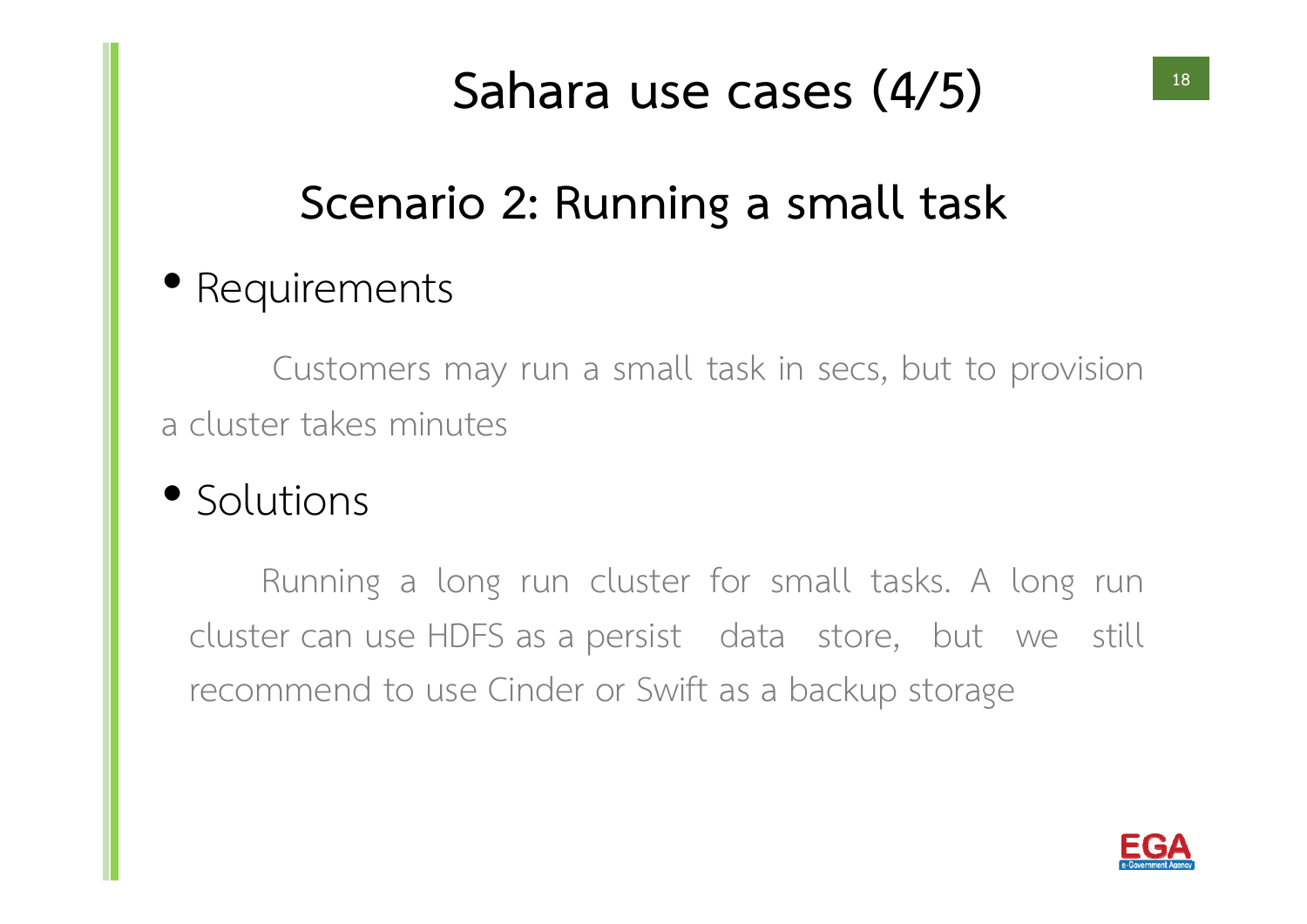# Sahara use cases (4/5)

## Scenario 2: Running a small task

- Requirements

  Customers may run a small task in secs, but to provision a cluster takes minutes

- Solutions

  Running a long run cluster for small tasks. A long run cluster can use HDFS as a persist data store, but we still recommend to use Cinder or Swift as a backup storage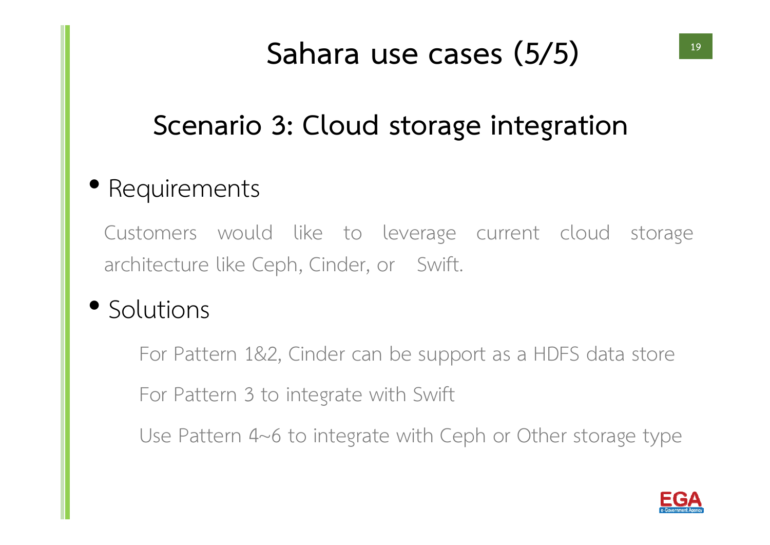# Sahara use cases (5/5)

## Scenario 3: Cloud storage integration

- Requirements

  Customers would like to leverage current cloud storage architecture like Ceph, Cinder, or Swift.

- Solutions

  For Pattern 1&2, Cinder can be support as a HDFS data store

  For Pattern 3 to integrate with Swift

  Use Pattern 4~6 to integrate with Ceph or Other storage type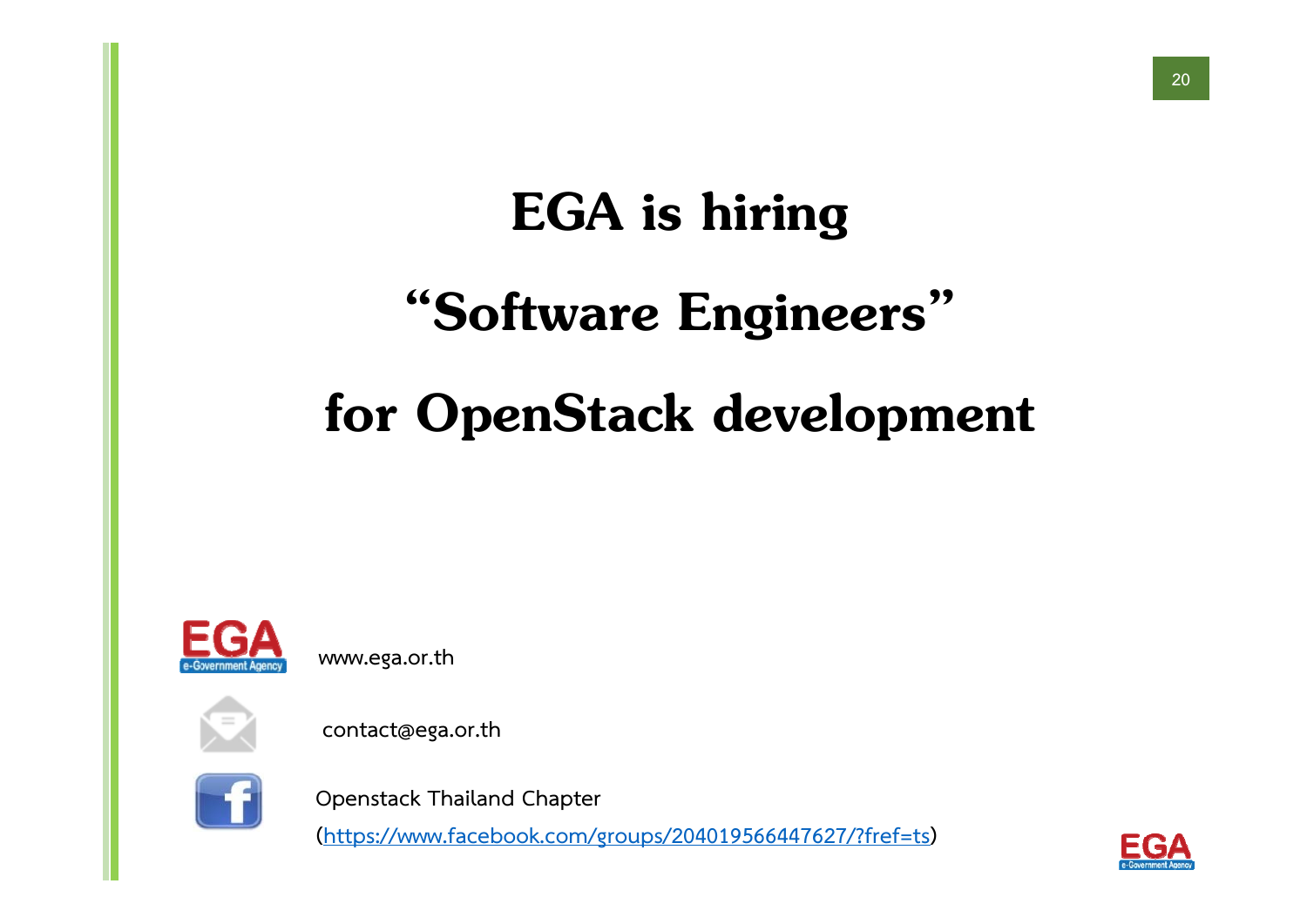# EGA is hiring

# "Software Engineers"

# for OpenStack development

www.ega.or.th

contact@ega.or.th

Openstack Thailand Chapter

(https://www.facebook.com/groups/204019566447627/?fref=ts)